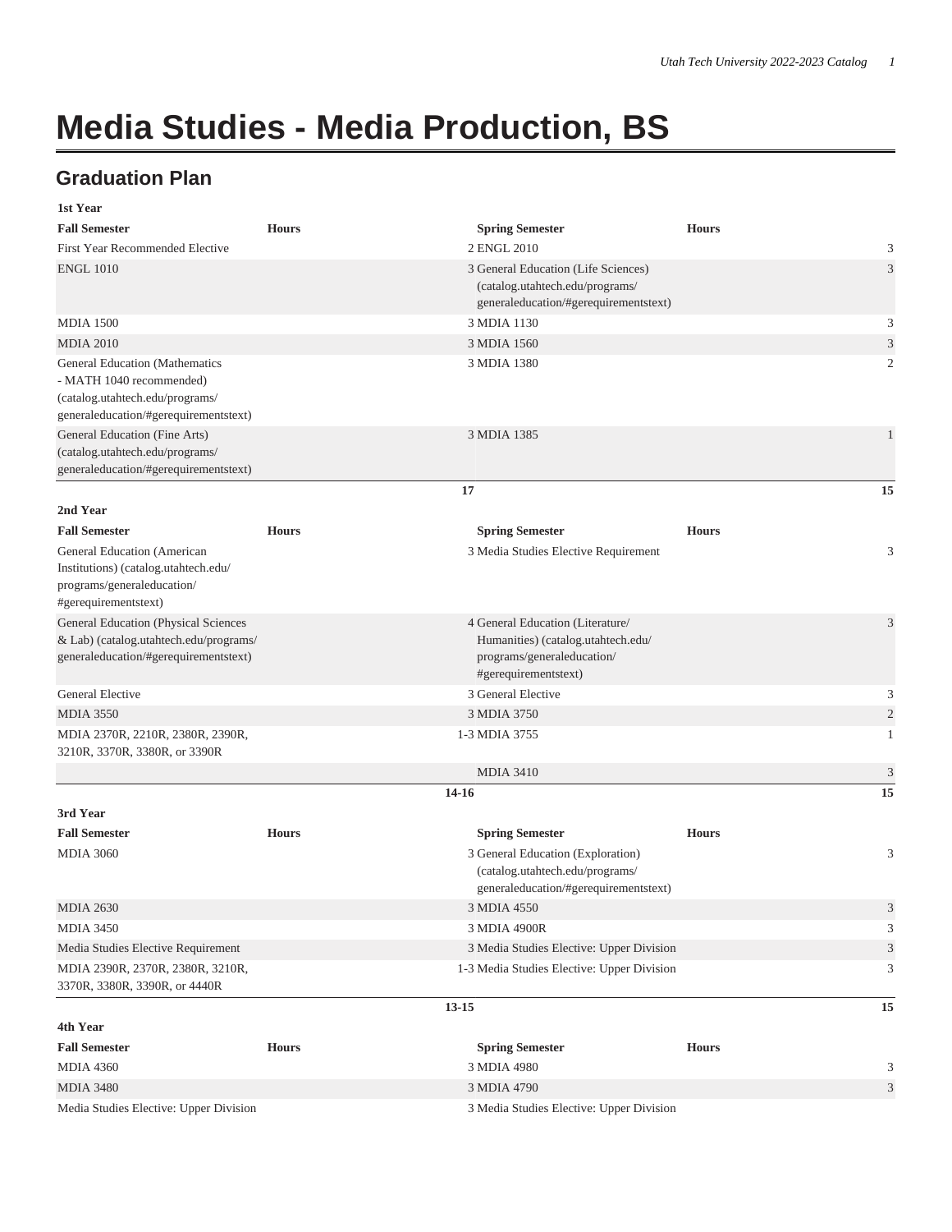# Media Studies - Media Production, BS

## Graduation Plan

**1st Year**

| Fall Semester | Hours | Spring Semester | Hours |
|---|---|---|---|
| First Year Recommended Elective | 2 | ENGL 2010 | 3 |
| ENGL 1010 | 3 | General Education (Life Sciences) (catalog.utahtech.edu/programs/generaleducation/#gerequirementstext) | 3 |
| MDIA 1500 | 3 | MDIA 1130 | 3 |
| MDIA 2010 | 3 | MDIA 1560 | 3 |
| General Education (Mathematics - MATH 1040 recommended) (catalog.utahtech.edu/programs/generaleducation/#gerequirementstext) | 3 | MDIA 1380 | 2 |
| General Education (Fine Arts) (catalog.utahtech.edu/programs/generaleducation/#gerequirementstext) | 3 | MDIA 1385 | 1 |
| | **17** | | **15** |

**2nd Year**

| Fall Semester | Hours | Spring Semester | Hours |
|---|---|---|---|
| General Education (American Institutions) (catalog.utahtech.edu/programs/generaleducation/#gerequirementstext) | 3 | Media Studies Elective Requirement | 3 |
| General Education (Physical Sciences & Lab) (catalog.utahtech.edu/programs/generaleducation/#gerequirementstext) | 4 | General Education (Literature/Humanities) (catalog.utahtech.edu/programs/generaleducation/#gerequirementstext) | 3 |
| General Elective | 3 | General Elective | 3 |
| MDIA 3550 | 3 | MDIA 3750 | 2 |
| MDIA 2370R, 2210R, 2380R, 2390R, 3210R, 3370R, 3380R, or 3390R | 1-3 | MDIA 3755 | 1 |
| | | MDIA 3410 | 3 |
| | **14-16** | | **15** |

**3rd Year**

| Fall Semester | Hours | Spring Semester | Hours |
|---|---|---|---|
| MDIA 3060 | 3 | General Education (Exploration) (catalog.utahtech.edu/programs/generaleducation/#gerequirementstext) | 3 |
| MDIA 2630 | 3 | MDIA 4550 | 3 |
| MDIA 3450 | 3 | MDIA 4900R | 3 |
| Media Studies Elective Requirement | 3 | Media Studies Elective: Upper Division | 3 |
| MDIA 2390R, 2370R, 2380R, 3210R, 3370R, 3380R, 3390R, or 4440R | 1-3 | Media Studies Elective: Upper Division | 3 |
| | **13-15** | | **15** |

**4th Year**

| Fall Semester | Hours | Spring Semester | Hours |
|---|---|---|---|
| MDIA 4360 | 3 | MDIA 4980 | 3 |
| MDIA 3480 | 3 | MDIA 4790 | 3 |
| Media Studies Elective: Upper Division | 3 | Media Studies Elective: Upper Division | |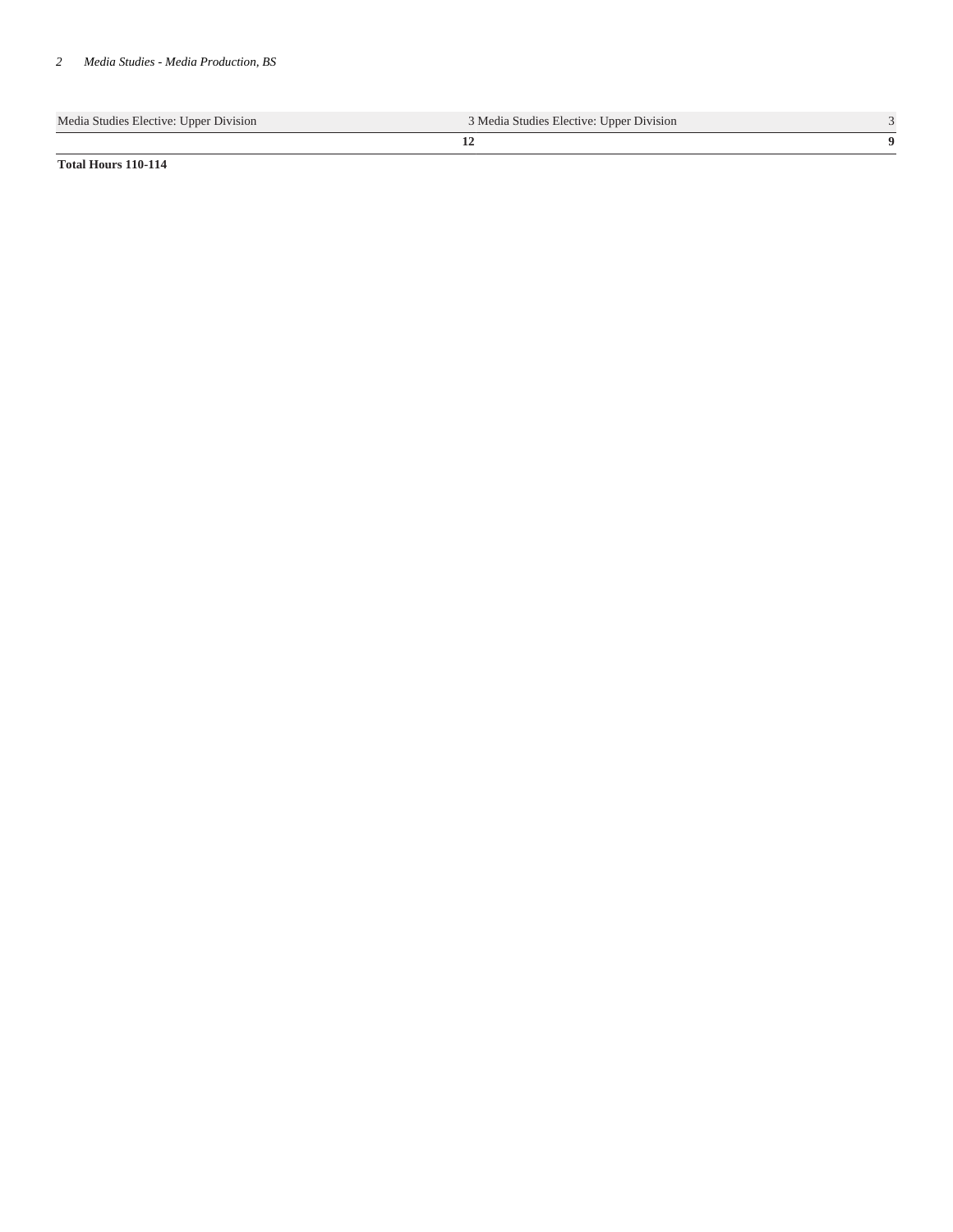| | | | |
|---|---|---|---|
| Media Studies Elective: Upper Division | 3 | Media Studies Elective: Upper Division | 3 |
| | **12** | | **9** |

**Total Hours 110-114**